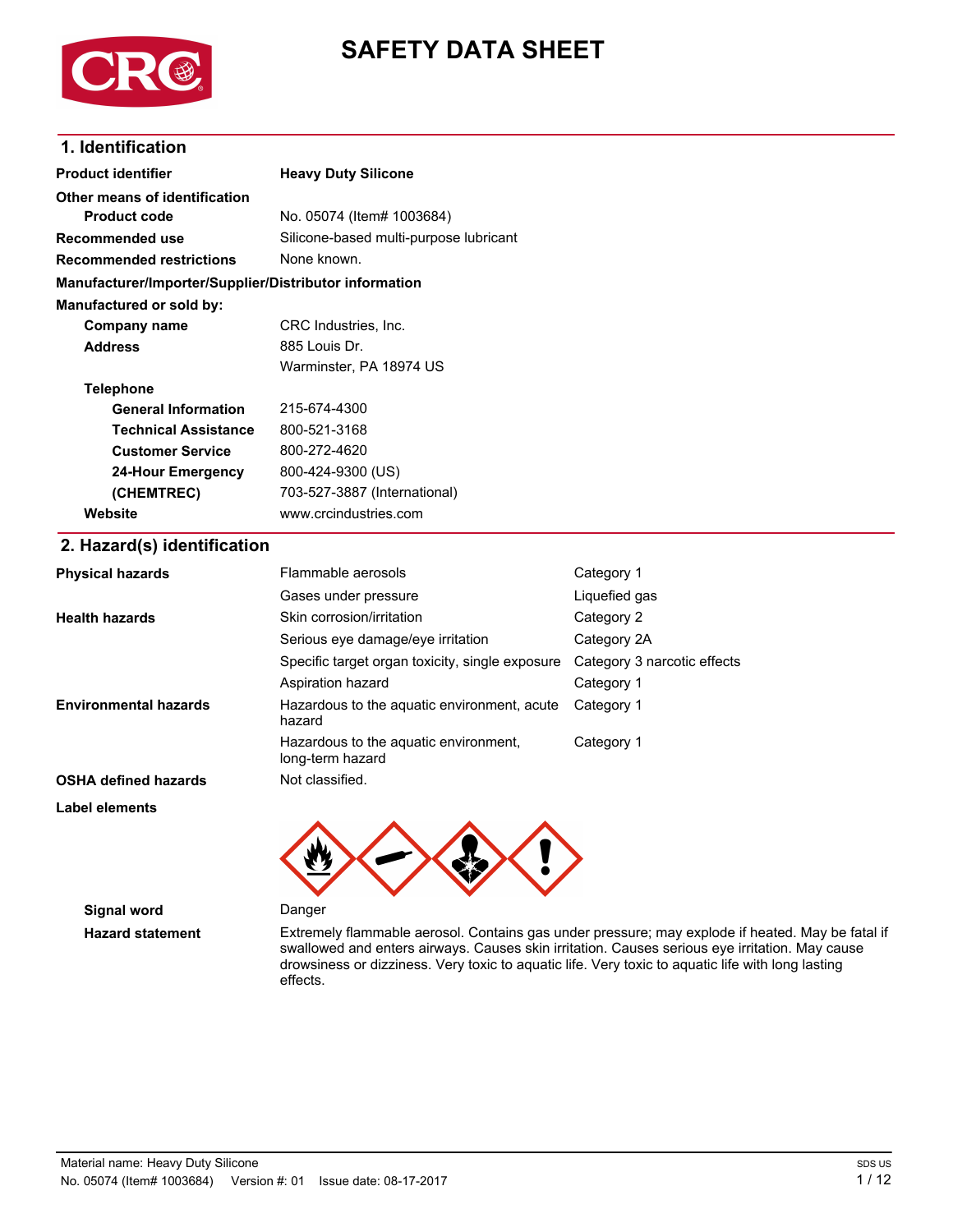# SAFETY DATA SHEET

## 1. Identification

| | |
|---|---|
| **Product identifier** | **Heavy Duty Silicone** |
| **Other means of identification** | |
| **Product code** | No. 05074 (Item# 1003684) |
| **Recommended use** | Silicone-based multi-purpose lubricant |
| **Recommended restrictions** | None known. |

**Manufacturer/Importer/Supplier/Distributor information**

**Manufactured or sold by:**

| | |
|---|---|
| **Company name** | CRC Industries, Inc. |
| **Address** | 885 Louis Dr.<br>Warminster, PA 18974 US |
| **Telephone** | |
| **General Information** | 215-674-4300 |
| **Technical Assistance** | 800-521-3168 |
| **Customer Service** | 800-272-4620 |
| **24-Hour Emergency (CHEMTREC)** | 800-424-9300 (US)<br>703-527-3887 (International) |
| **Website** | www.crcindustries.com |

## 2. Hazard(s) identification

| | | |
|---|---|---|
| **Physical hazards** | Flammable aerosols | Category 1 |
| | Gases under pressure | Liquefied gas |
| **Health hazards** | Skin corrosion/irritation | Category 2 |
| | Serious eye damage/eye irritation | Category 2A |
| | Specific target organ toxicity, single exposure | Category 3 narcotic effects |
| | Aspiration hazard | Category 1 |
| **Environmental hazards** | Hazardous to the aquatic environment, acute hazard | Category 1 |
| | Hazardous to the aquatic environment, long-term hazard | Category 1 |
| **OSHA defined hazards** | Not classified. | |

**Label elements**

**Signal word** Danger

**Hazard statement** Extremely flammable aerosol. Contains gas under pressure; may explode if heated. May be fatal if swallowed and enters airways. Causes skin irritation. Causes serious eye irritation. May cause drowsiness or dizziness. Very toxic to aquatic life. Very toxic to aquatic life with long lasting effects.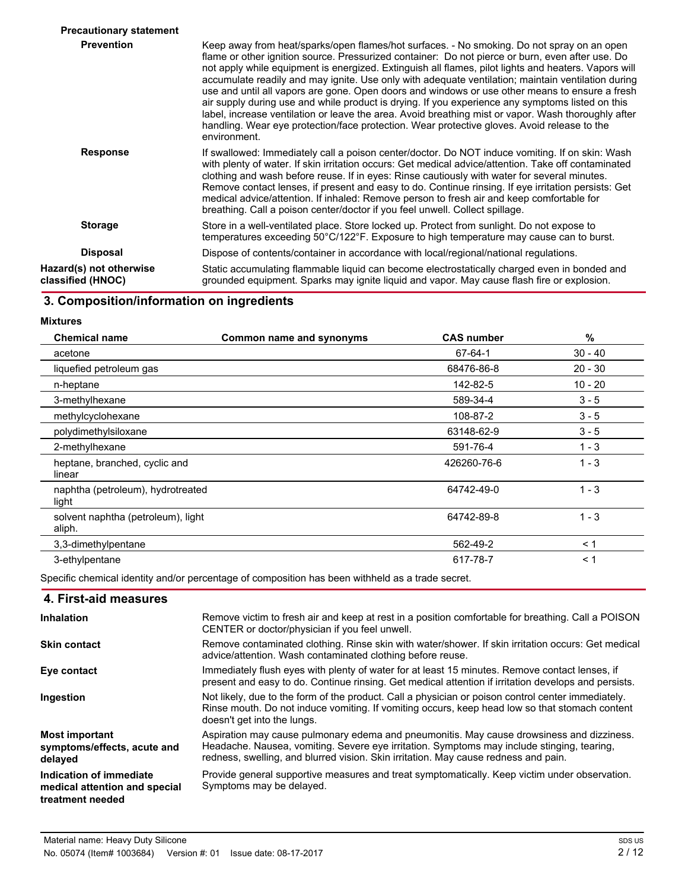**Precautionary statement**

**Prevention**

Keep away from heat/sparks/open flames/hot surfaces. - No smoking. Do not spray on an open flame or other ignition source. Pressurized container: Do not pierce or burn, even after use. Do not apply while equipment is energized. Extinguish all flames, pilot lights and heaters. Vapors will accumulate readily and may ignite. Use only with adequate ventilation; maintain ventilation during use and until all vapors are gone. Open doors and windows or use other means to ensure a fresh air supply during use and while product is drying. If you experience any symptoms listed on this label, increase ventilation or leave the area. Avoid breathing mist or vapor. Wash thoroughly after handling. Wear eye protection/face protection. Wear protective gloves. Avoid release to the environment.

**Response**

If swallowed: Immediately call a poison center/doctor. Do NOT induce vomiting. If on skin: Wash with plenty of water. If skin irritation occurs: Get medical advice/attention. Take off contaminated clothing and wash before reuse. If in eyes: Rinse cautiously with water for several minutes. Remove contact lenses, if present and easy to do. Continue rinsing. If eye irritation persists: Get medical advice/attention. If inhaled: Remove person to fresh air and keep comfortable for breathing. Call a poison center/doctor if you feel unwell. Collect spillage.

**Storage**

Store in a well-ventilated place. Store locked up. Protect from sunlight. Do not expose to temperatures exceeding 50°C/122°F. Exposure to high temperature may cause can to burst.

**Disposal**

Dispose of contents/container in accordance with local/regional/national regulations.

**Hazard(s) not otherwise classified (HNOC)**

Static accumulating flammable liquid can become electrostatically charged even in bonded and grounded equipment. Sparks may ignite liquid and vapor. May cause flash fire or explosion.

## 3. Composition/information on ingredients

**Mixtures**

| Chemical name | Common name and synonyms | CAS number | % |
|---|---|---|---|
| acetone | | 67-64-1 | 30 - 40 |
| liquefied petroleum gas | | 68476-86-8 | 20 - 30 |
| n-heptane | | 142-82-5 | 10 - 20 |
| 3-methylhexane | | 589-34-4 | 3 - 5 |
| methylcyclohexane | | 108-87-2 | 3 - 5 |
| polydimethylsiloxane | | 63148-62-9 | 3 - 5 |
| 2-methylhexane | | 591-76-4 | 1 - 3 |
| heptane, branched, cyclic and linear | | 426260-76-6 | 1 - 3 |
| naphtha (petroleum), hydrotreated light | | 64742-49-0 | 1 - 3 |
| solvent naphtha (petroleum), light aliph. | | 64742-89-8 | 1 - 3 |
| 3,3-dimethylpentane | | 562-49-2 | < 1 |
| 3-ethylpentane | | 617-78-7 | < 1 |

Specific chemical identity and/or percentage of composition has been withheld as a trade secret.

## 4. First-aid measures

**Inhalation**

Remove victim to fresh air and keep at rest in a position comfortable for breathing. Call a POISON CENTER or doctor/physician if you feel unwell.

**Skin contact**

Remove contaminated clothing. Rinse skin with water/shower. If skin irritation occurs: Get medical advice/attention. Wash contaminated clothing before reuse.

**Eye contact**

Immediately flush eyes with plenty of water for at least 15 minutes. Remove contact lenses, if present and easy to do. Continue rinsing. Get medical attention if irritation develops and persists.

**Ingestion**

Not likely, due to the form of the product. Call a physician or poison control center immediately. Rinse mouth. Do not induce vomiting. If vomiting occurs, keep head low so that stomach content doesn't get into the lungs.

**Most important symptoms/effects, acute and delayed**

Aspiration may cause pulmonary edema and pneumonitis. May cause drowsiness and dizziness. Headache. Nausea, vomiting. Severe eye irritation. Symptoms may include stinging, tearing, redness, swelling, and blurred vision. Skin irritation. May cause redness and pain.

**Indication of immediate medical attention and special treatment needed**

Provide general supportive measures and treat symptomatically. Keep victim under observation. Symptoms may be delayed.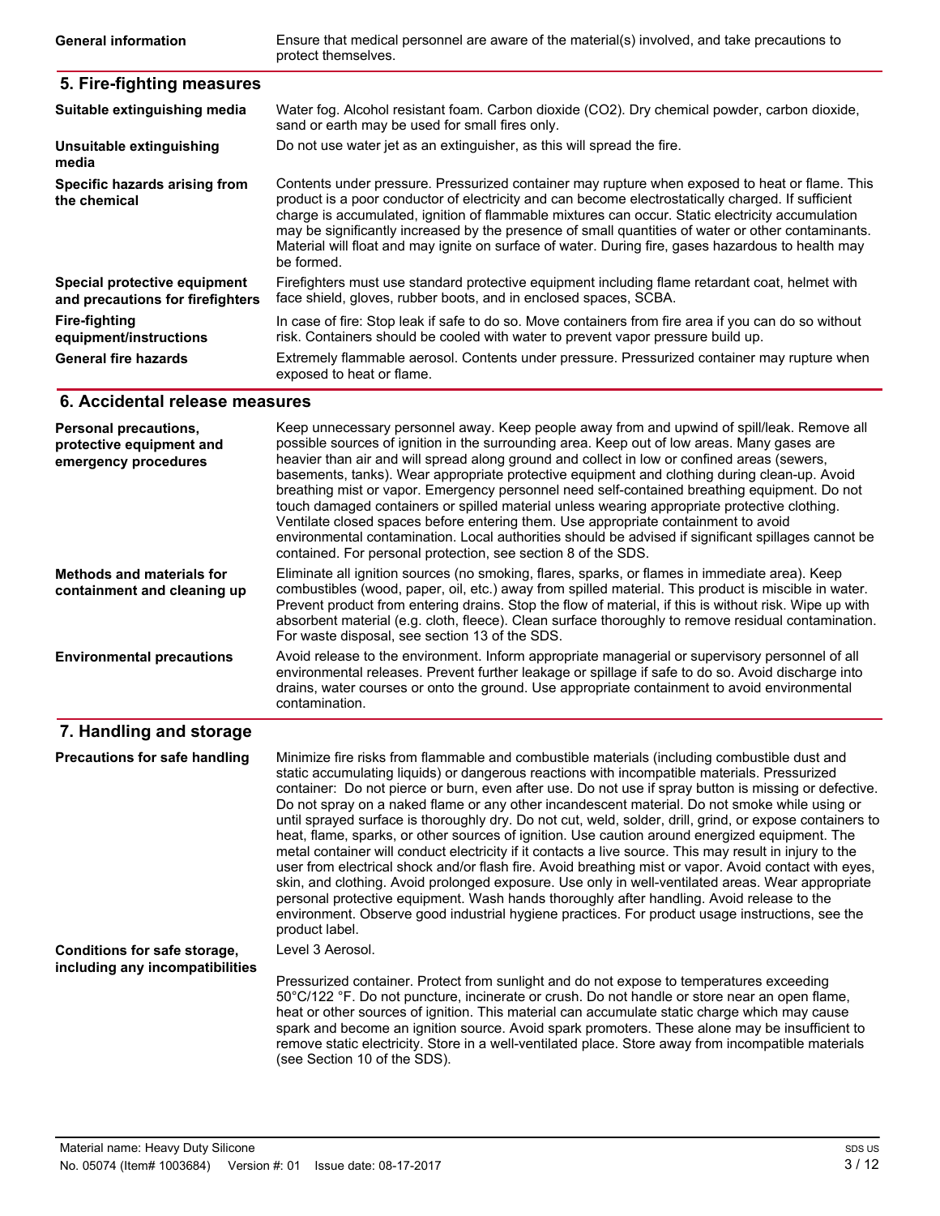| | |
|---|---|
| **General information** | Ensure that medical personnel are aware of the material(s) involved, and take precautions to protect themselves. |

## 5. Fire-fighting measures

| | |
|---|---|
| **Suitable extinguishing media** | Water fog. Alcohol resistant foam. Carbon dioxide ($CO_2$). Dry chemical powder, carbon dioxide, sand or earth may be used for small fires only. |
| **Unsuitable extinguishing media** | Do not use water jet as an extinguisher, as this will spread the fire. |
| **Specific hazards arising from the chemical** | Contents under pressure. Pressurized container may rupture when exposed to heat or flame. This product is a poor conductor of electricity and can become electrostatically charged. If sufficient charge is accumulated, ignition of flammable mixtures can occur. Static electricity accumulation may be significantly increased by the presence of small quantities of water or other contaminants. Material will float and may ignite on surface of water. During fire, gases hazardous to health may be formed. |
| **Special protective equipment and precautions for firefighters** | Firefighters must use standard protective equipment including flame retardant coat, helmet with face shield, gloves, rubber boots, and in enclosed spaces, SCBA. |
| **Fire-fighting equipment/instructions** | In case of fire: Stop leak if safe to do so. Move containers from fire area if you can do so without risk. Containers should be cooled with water to prevent vapor pressure build up. |
| **General fire hazards** | Extremely flammable aerosol. Contents under pressure. Pressurized container may rupture when exposed to heat or flame. |

## 6. Accidental release measures

| | |
|---|---|
| **Personal precautions, protective equipment and emergency procedures** | Keep unnecessary personnel away. Keep people away from and upwind of spill/leak. Remove all possible sources of ignition in the surrounding area. Keep out of low areas. Many gases are heavier than air and will spread along ground and collect in low or confined areas (sewers, basements, tanks). Wear appropriate protective equipment and clothing during clean-up. Avoid breathing mist or vapor. Emergency personnel need self-contained breathing equipment. Do not touch damaged containers or spilled material unless wearing appropriate protective clothing. Ventilate closed spaces before entering them. Use appropriate containment to avoid environmental contamination. Local authorities should be advised if significant spillages cannot be contained. For personal protection, see section 8 of the SDS. |
| **Methods and materials for containment and cleaning up** | Eliminate all ignition sources (no smoking, flares, sparks, or flames in immediate area). Keep combustibles (wood, paper, oil, etc.) away from spilled material. This product is miscible in water. Prevent product from entering drains. Stop the flow of material, if this is without risk. Wipe up with absorbent material (e.g. cloth, fleece). Clean surface thoroughly to remove residual contamination. For waste disposal, see section 13 of the SDS. |
| **Environmental precautions** | Avoid release to the environment. Inform appropriate managerial or supervisory personnel of all environmental releases. Prevent further leakage or spillage if safe to do so. Avoid discharge into drains, water courses or onto the ground. Use appropriate containment to avoid environmental contamination. |

## 7. Handling and storage

| | |
|---|---|
| **Precautions for safe handling** | Minimize fire risks from flammable and combustible materials (including combustible dust and static accumulating liquids) or dangerous reactions with incompatible materials. Pressurized container: Do not pierce or burn, even after use. Do not use if spray button is missing or defective. Do not spray on a naked flame or any other incandescent material. Do not smoke while using or until sprayed surface is thoroughly dry. Do not cut, weld, solder, drill, grind, or expose containers to heat, flame, sparks, or other sources of ignition. Use caution around energized equipment. The metal container will conduct electricity if it contacts a live source. This may result in injury to the user from electrical shock and/or flash fire. Avoid breathing mist or vapor. Avoid contact with eyes, skin, and clothing. Avoid prolonged exposure. Use only in well-ventilated areas. Wear appropriate personal protective equipment. Wash hands thoroughly after handling. Avoid release to the environment. Observe good industrial hygiene practices. For product usage instructions, see the product label. |
| **Conditions for safe storage, including any incompatibilities** | Level 3 Aerosol.<br><br>Pressurized container. Protect from sunlight and do not expose to temperatures exceeding 50°C/122 °F. Do not puncture, incinerate or crush. Do not handle or store near an open flame, heat or other sources of ignition. This material can accumulate static charge which may cause spark and become an ignition source. Avoid spark promoters. These alone may be insufficient to remove static electricity. Store in a well-ventilated place. Store away from incompatible materials (see Section 10 of the SDS). |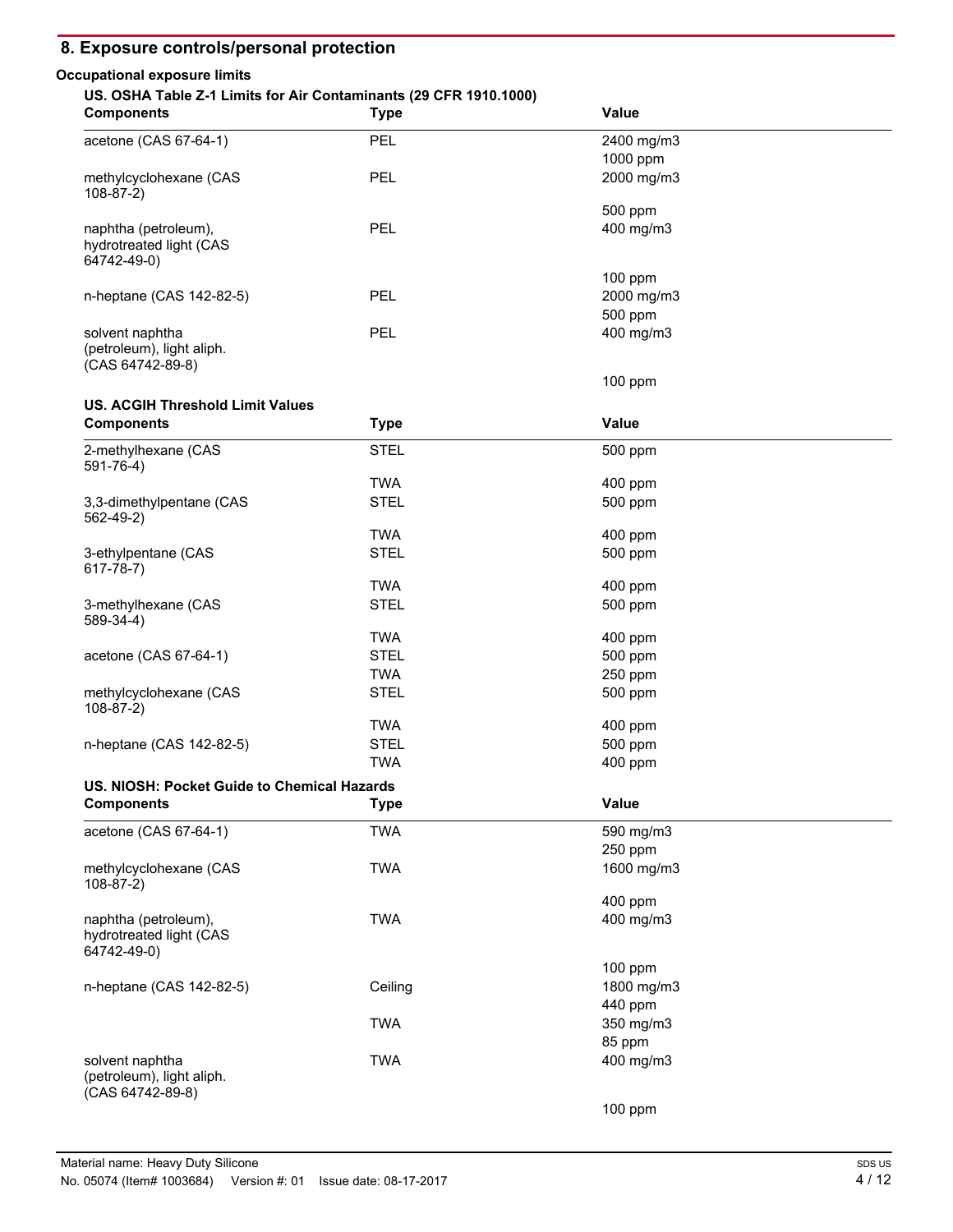## 8. Exposure controls/personal protection

**Occupational exposure limits**

**US. OSHA Table Z-1 Limits for Air Contaminants (29 CFR 1910.1000)**

| Components | Type | Value |
|---|---|---|
| acetone (CAS 67-64-1) | PEL | 2400 mg/m3 |
| | | 1000 ppm |
| methylcyclohexane (CAS 108-87-2) | PEL | 2000 mg/m3 |
| | | 500 ppm |
| naphtha (petroleum), hydrotreated light (CAS 64742-49-0) | PEL | 400 mg/m3 |
| | | 100 ppm |
| n-heptane (CAS 142-82-5) | PEL | 2000 mg/m3 |
| | | 500 ppm |
| solvent naphtha (petroleum), light aliph. (CAS 64742-89-8) | PEL | 400 mg/m3 |
| | | 100 ppm |

**US. ACGIH Threshold Limit Values**

| Components | Type | Value |
|---|---|---|
| 2-methylhexane (CAS 591-76-4) | STEL | 500 ppm |
| | TWA | 400 ppm |
| 3,3-dimethylpentane (CAS 562-49-2) | STEL | 500 ppm |
| | TWA | 400 ppm |
| 3-ethylpentane (CAS 617-78-7) | STEL | 500 ppm |
| | TWA | 400 ppm |
| 3-methylhexane (CAS 589-34-4) | STEL | 500 ppm |
| | TWA | 400 ppm |
| acetone (CAS 67-64-1) | STEL | 500 ppm |
| | TWA | 250 ppm |
| methylcyclohexane (CAS 108-87-2) | STEL | 500 ppm |
| | TWA | 400 ppm |
| n-heptane (CAS 142-82-5) | STEL | 500 ppm |
| | TWA | 400 ppm |

**US. NIOSH: Pocket Guide to Chemical Hazards**

| Components | Type | Value |
|---|---|---|
| acetone (CAS 67-64-1) | TWA | 590 mg/m3 |
| | | 250 ppm |
| methylcyclohexane (CAS 108-87-2) | TWA | 1600 mg/m3 |
| | | 400 ppm |
| naphtha (petroleum), hydrotreated light (CAS 64742-49-0) | TWA | 400 mg/m3 |
| | | 100 ppm |
| n-heptane (CAS 142-82-5) | Ceiling | 1800 mg/m3 |
| | | 440 ppm |
| | TWA | 350 mg/m3 |
| | | 85 ppm |
| solvent naphtha (petroleum), light aliph. (CAS 64742-89-8) | TWA | 400 mg/m3 |
| | | 100 ppm |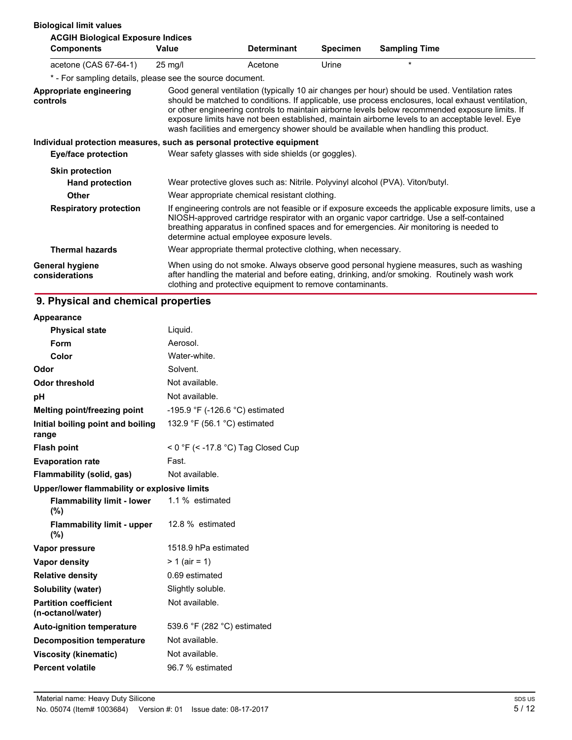**Biological limit values**

**ACGIH Biological Exposure Indices**

| Components | Value | Determinant | Specimen | Sampling Time |
| --- | --- | --- | --- | --- |
| acetone (CAS 67-64-1) | 25 mg/l | Acetone | Urine | * |

* - For sampling details, please see the source document.

| | |
| --- | --- |
| **Appropriate engineering controls** | Good general ventilation (typically 10 air changes per hour) should be used. Ventilation rates should be matched to conditions. If applicable, use process enclosures, local exhaust ventilation, or other engineering controls to maintain airborne levels below recommended exposure limits. If exposure limits have not been established, maintain airborne levels to an acceptable level. Eye wash facilities and emergency shower should be available when handling this product. |

**Individual protection measures, such as personal protective equipment**

| | |
| --- | --- |
| **Eye/face protection** | Wear safety glasses with side shields (or goggles). |
| **Skin protection** | |
| **Hand protection** | Wear protective gloves such as: Nitrile. Polyvinyl alcohol (PVA). Viton/butyl. |
| **Other** | Wear appropriate chemical resistant clothing. |
| **Respiratory protection** | If engineering controls are not feasible or if exposure exceeds the applicable exposure limits, use a NIOSH-approved cartridge respirator with an organic vapor cartridge. Use a self-contained breathing apparatus in confined spaces and for emergencies. Air monitoring is needed to determine actual employee exposure levels. |
| **Thermal hazards** | Wear appropriate thermal protective clothing, when necessary. |
| **General hygiene considerations** | When using do not smoke. Always observe good personal hygiene measures, such as washing after handling the material and before eating, drinking, and/or smoking. Routinely wash work clothing and protective equipment to remove contaminants. |

## 9. Physical and chemical properties

| | |
| --- | --- |
| **Appearance** | |
| **Physical state** | Liquid. |
| **Form** | Aerosol. |
| **Color** | Water-white. |
| **Odor** | Solvent. |
| **Odor threshold** | Not available. |
| **pH** | Not available. |
| **Melting point/freezing point** | -195.9 °F (-126.6 °C) estimated |
| **Initial boiling point and boiling range** | 132.9 °F (56.1 °C) estimated |
| **Flash point** | < 0 °F (< -17.8 °C) Tag Closed Cup |
| **Evaporation rate** | Fast. |
| **Flammability (solid, gas)** | Not available. |
| **Upper/lower flammability or explosive limits** | |
| **Flammability limit - lower (%)** | 1.1 % estimated |
| **Flammability limit - upper (%)** | 12.8 % estimated |
| **Vapor pressure** | 1518.9 hPa estimated |
| **Vapor density** | > 1 (air = 1) |
| **Relative density** | 0.69 estimated |
| **Solubility (water)** | Slightly soluble. |
| **Partition coefficient (n-octanol/water)** | Not available. |
| **Auto-ignition temperature** | 539.6 °F (282 °C) estimated |
| **Decomposition temperature** | Not available. |
| **Viscosity (kinematic)** | Not available. |
| **Percent volatile** | 96.7 % estimated |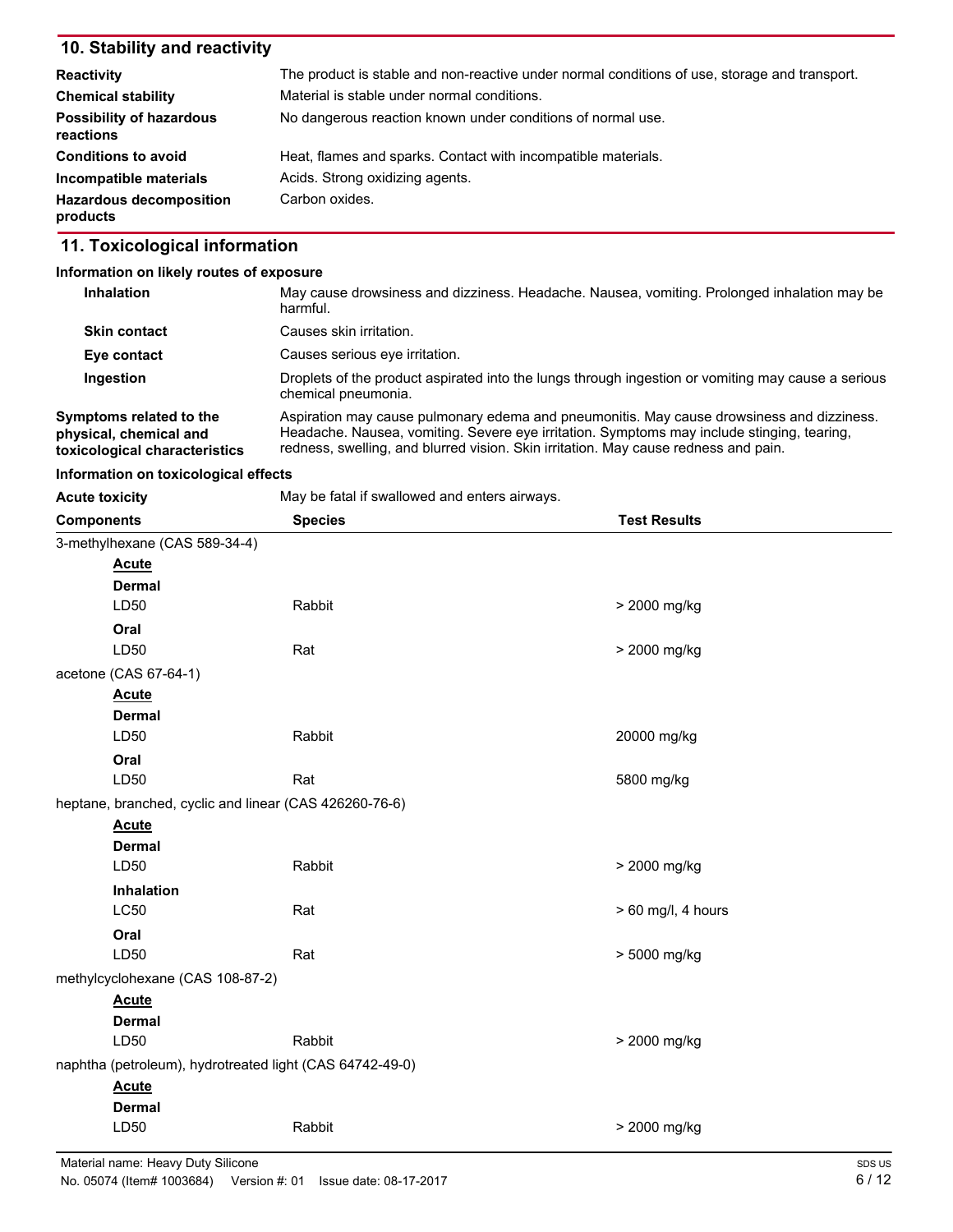## 10. Stability and reactivity

**Reactivity** The product is stable and non-reactive under normal conditions of use, storage and transport.

**Chemical stability** Material is stable under normal conditions.

**Possibility of hazardous reactions** No dangerous reaction known under conditions of normal use.

**Conditions to avoid** Heat, flames and sparks. Contact with incompatible materials.

**Incompatible materials** Acids. Strong oxidizing agents.

**Hazardous decomposition products** Carbon oxides.

## 11. Toxicological information

**Information on likely routes of exposure**

**Inhalation** May cause drowsiness and dizziness. Headache. Nausea, vomiting. Prolonged inhalation may be harmful.

**Skin contact** Causes skin irritation.

**Eye contact** Causes serious eye irritation.

**Ingestion** Droplets of the product aspirated into the lungs through ingestion or vomiting may cause a serious chemical pneumonia.

**Symptoms related to the physical, chemical and toxicological characteristics** Aspiration may cause pulmonary edema and pneumonitis. May cause drowsiness and dizziness. Headache. Nausea, vomiting. Severe eye irritation. Symptoms may include stinging, tearing, redness, swelling, and blurred vision. Skin irritation. May cause redness and pain.

**Information on toxicological effects**

**Acute toxicity** May be fatal if swallowed and enters airways.

| Components | Species | Test Results |
|---|---|---|
| 3-methylhexane (CAS 589-34-4) | | |
| **Acute** | | |
| **Dermal** | | |
| LD50 | Rabbit | > 2000 mg/kg |
| **Oral** | | |
| LD50 | Rat | > 2000 mg/kg |
| acetone (CAS 67-64-1) | | |
| **Acute** | | |
| **Dermal** | | |
| LD50 | Rabbit | 20000 mg/kg |
| **Oral** | | |
| LD50 | Rat | 5800 mg/kg |
| heptane, branched, cyclic and linear (CAS 426260-76-6) | | |
| **Acute** | | |
| **Dermal** | | |
| LD50 | Rabbit | > 2000 mg/kg |
| **Inhalation** | | |
| LC50 | Rat | > 60 mg/l, 4 hours |
| **Oral** | | |
| LD50 | Rat | > 5000 mg/kg |
| methylcyclohexane (CAS 108-87-2) | | |
| **Acute** | | |
| **Dermal** | | |
| LD50 | Rabbit | > 2000 mg/kg |
| naphtha (petroleum), hydrotreated light (CAS 64742-49-0) | | |
| **Acute** | | |
| **Dermal** | | |
| LD50 | Rabbit | > 2000 mg/kg |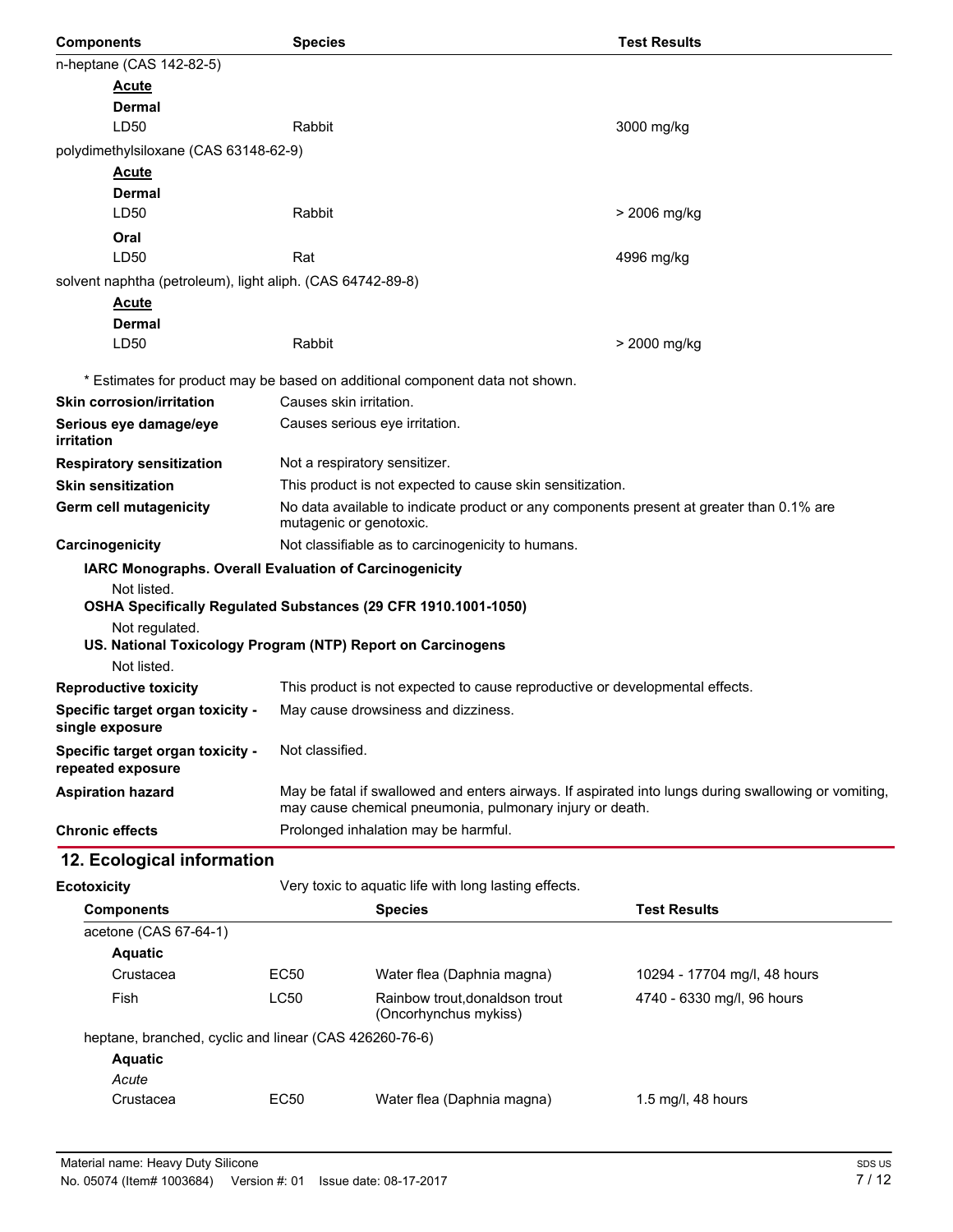| Components | Species | Test Results |
| --- | --- | --- |
| n-heptane (CAS 142-82-5) | | |
| **Acute** | | |
| **Dermal** | | |
| LD50 | Rabbit | 3000 mg/kg |
| polydimethylsiloxane (CAS 63148-62-9) | | |
| **Acute** | | |
| **Dermal** | | |
| LD50 | Rabbit | > 2006 mg/kg |
| **Oral** | | |
| LD50 | Rat | 4996 mg/kg |
| solvent naphtha (petroleum), light aliph. (CAS 64742-89-8) | | |
| **Acute** | | |
| **Dermal** | | |
| LD50 | Rabbit | > 2000 mg/kg |

\* Estimates for product may be based on additional component data not shown.

**Skin corrosion/irritation** Causes skin irritation.

**Serious eye damage/eye irritation** Causes serious eye irritation.

**Respiratory sensitization** Not a respiratory sensitizer.

**Skin sensitization** This product is not expected to cause skin sensitization.

**Germ cell mutagenicity** No data available to indicate product or any components present at greater than 0.1% are mutagenic or genotoxic.

**Carcinogenicity** Not classifiable as to carcinogenicity to humans.

**IARC Monographs. Overall Evaluation of Carcinogenicity**

Not listed.

**OSHA Specifically Regulated Substances (29 CFR 1910.1001-1050)**

Not regulated.

**US. National Toxicology Program (NTP) Report on Carcinogens**

Not listed.

**Reproductive toxicity** This product is not expected to cause reproductive or developmental effects.

**Specific target organ toxicity - single exposure** May cause drowsiness and dizziness.

**Specific target organ toxicity - repeated exposure** Not classified.

**Aspiration hazard** May be fatal if swallowed and enters airways. If aspirated into lungs during swallowing or vomiting, may cause chemical pneumonia, pulmonary injury or death.

**Chronic effects** Prolonged inhalation may be harmful.

## 12. Ecological information

**Ecotoxicity** Very toxic to aquatic life with long lasting effects.

| Components | | Species | Test Results |
| --- | --- | --- | --- |
| acetone (CAS 67-64-1) | | | |
| **Aquatic** | | | |
| Crustacea | EC50 | Water flea (Daphnia magna) | 10294 - 17704 mg/l, 48 hours |
| Fish | LC50 | Rainbow trout,donaldson trout (Oncorhynchus mykiss) | 4740 - 6330 mg/l, 96 hours |
| heptane, branched, cyclic and linear (CAS 426260-76-6) | | | |
| **Aquatic** | | | |
| *Acute* | | | |
| Crustacea | EC50 | Water flea (Daphnia magna) | 1.5 mg/l, 48 hours |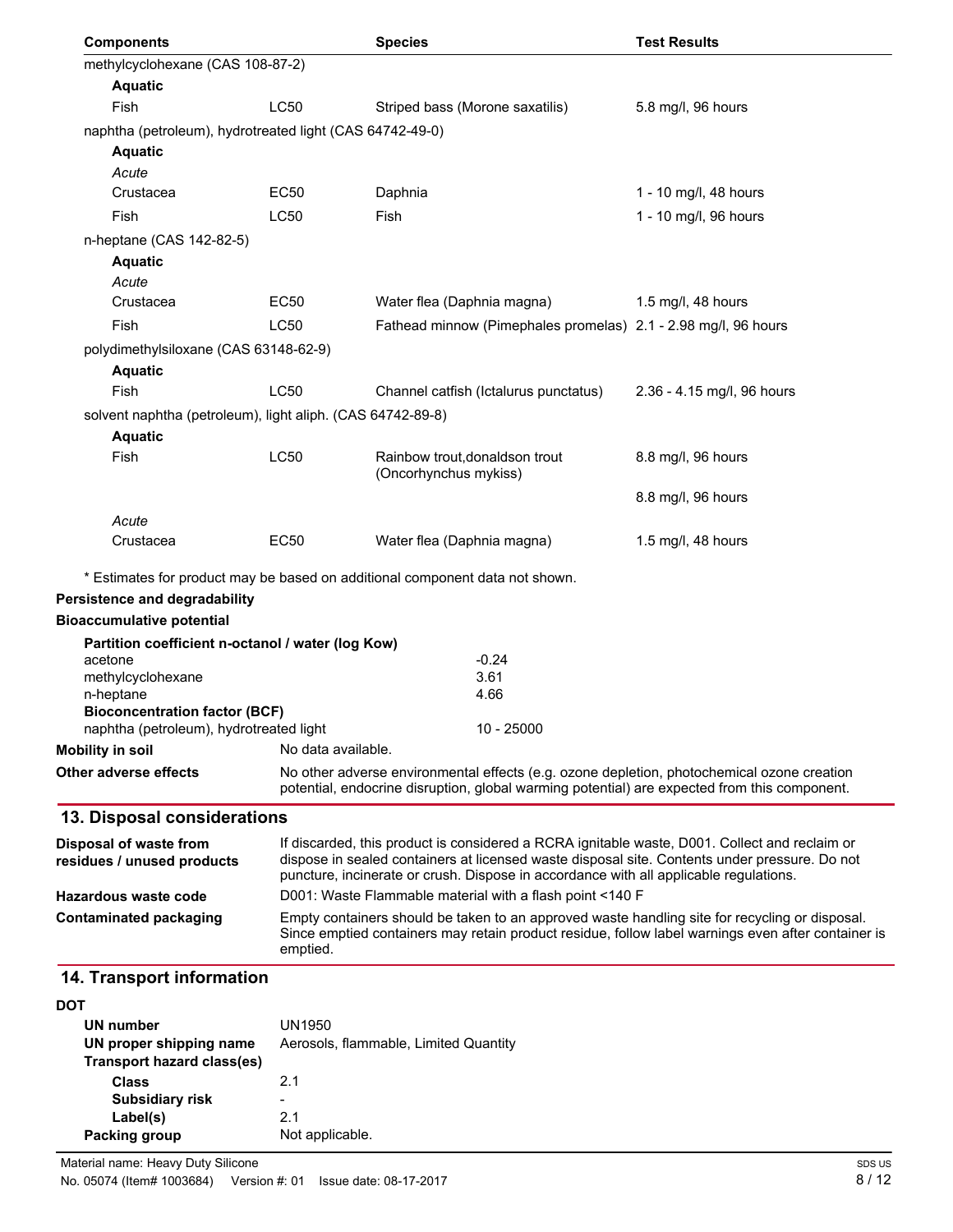| Components | | Species | Test Results |
|---|---|---|---|
| methylcyclohexane (CAS 108-87-2) | | | |
| **Aquatic** | | | |
| Fish | LC50 | Striped bass (Morone saxatilis) | 5.8 mg/l, 96 hours |
| naphtha (petroleum), hydrotreated light (CAS 64742-49-0) | | | |
| **Aquatic** | | | |
| *Acute* | | | |
| Crustacea | EC50 | Daphnia | 1 - 10 mg/l, 48 hours |
| Fish | LC50 | Fish | 1 - 10 mg/l, 96 hours |
| n-heptane (CAS 142-82-5) | | | |
| **Aquatic** | | | |
| *Acute* | | | |
| Crustacea | EC50 | Water flea (Daphnia magna) | 1.5 mg/l, 48 hours |
| Fish | LC50 | Fathead minnow (Pimephales promelas) | 2.1 - 2.98 mg/l, 96 hours |
| polydimethylsiloxane (CAS 63148-62-9) | | | |
| **Aquatic** | | | |
| Fish | LC50 | Channel catfish (Ictalurus punctatus) | 2.36 - 4.15 mg/l, 96 hours |
| solvent naphtha (petroleum), light aliph. (CAS 64742-89-8) | | | |
| **Aquatic** | | | |
| Fish | LC50 | Rainbow trout,donaldson trout (Oncorhynchus mykiss) | 8.8 mg/l, 96 hours |
| | | | 8.8 mg/l, 96 hours |
| *Acute* | | | |
| Crustacea | EC50 | Water flea (Daphnia magna) | 1.5 mg/l, 48 hours |

\* Estimates for product may be based on additional component data not shown.

**Persistence and degradability**

**Bioaccumulative potential**

**Partition coefficient n-octanol / water (log Kow)**

| | |
|---|---|
| acetone | -0.24 |
| methylcyclohexane | 3.61 |
| n-heptane | 4.66 |

**Bioconcentration factor (BCF)**

| | |
|---|---|
| naphtha (petroleum), hydrotreated light | 10 - 25000 |

**Mobility in soil** No data available.

**Other adverse effects** No other adverse environmental effects (e.g. ozone depletion, photochemical ozone creation potential, endocrine disruption, global warming potential) are expected from this component.

## 13. Disposal considerations

**Disposal of waste from residues / unused products** If discarded, this product is considered a RCRA ignitable waste, D001. Collect and reclaim or dispose in sealed containers at licensed waste disposal site. Contents under pressure. Do not puncture, incinerate or crush. Dispose in accordance with all applicable regulations.

**Hazardous waste code** D001: Waste Flammable material with a flash point <140 F

**Contaminated packaging** Empty containers should be taken to an approved waste handling site for recycling or disposal. Since emptied containers may retain product residue, follow label warnings even after container is emptied.

## 14. Transport information

**DOT**

**UN number** UN1950

**UN proper shipping name** Aerosols, flammable, Limited Quantity

**Transport hazard class(es)**

**Class** 2.1

**Subsidiary risk** -

**Label(s)** 2.1

**Packing group** Not applicable.

Material name: Heavy Duty Silicone

No. 05074 (Item# 1003684) Version #: 01 Issue date: 08-17-2017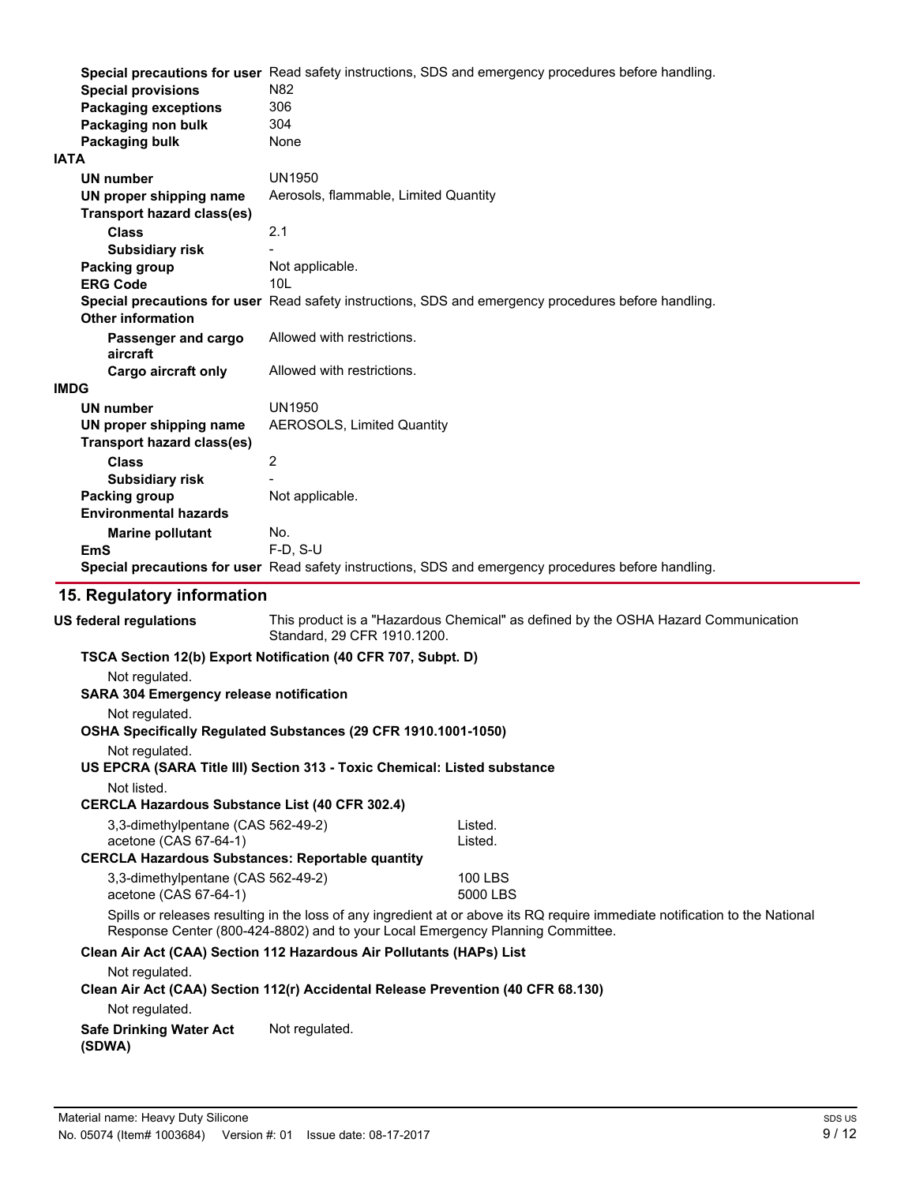| | |
|---|---|
| **Special precautions for user** | Read safety instructions, SDS and emergency procedures before handling. |
| **Special provisions** | N82 |
| **Packaging exceptions** | 306 |
| **Packaging non bulk** | 304 |
| **Packaging bulk** | None |

**IATA**

| | |
|---|---|
| **UN number** | UN1950 |
| **UN proper shipping name** | Aerosols, flammable, Limited Quantity |
| **Transport hazard class(es)** | |
| **Class** | 2.1 |
| **Subsidiary risk** | - |
| **Packing group** | Not applicable. |
| **ERG Code** | 10L |
| **Special precautions for user** | Read safety instructions, SDS and emergency procedures before handling. |
| **Other information** | |
| **Passenger and cargo aircraft** | Allowed with restrictions. |
| **Cargo aircraft only** | Allowed with restrictions. |

**IMDG**

| | |
|---|---|
| **UN number** | UN1950 |
| **UN proper shipping name** | AEROSOLS, Limited Quantity |
| **Transport hazard class(es)** | |
| **Class** | 2 |
| **Subsidiary risk** | - |
| **Packing group** | Not applicable. |
| **Environmental hazards** | |
| **Marine pollutant** | No. |
| **EmS** | F-D, S-U |
| **Special precautions for user** | Read safety instructions, SDS and emergency procedures before handling. |

## 15. Regulatory information

**US federal regulations** This product is a "Hazardous Chemical" as defined by the OSHA Hazard Communication Standard, 29 CFR 1910.1200.

**TSCA Section 12(b) Export Notification (40 CFR 707, Subpt. D)**

Not regulated.

**SARA 304 Emergency release notification**

Not regulated.

**OSHA Specifically Regulated Substances (29 CFR 1910.1001-1050)**

Not regulated.

**US EPCRA (SARA Title III) Section 313 - Toxic Chemical: Listed substance**

Not listed.

**CERCLA Hazardous Substance List (40 CFR 302.4)**

| | |
|---|---|
| 3,3-dimethylpentane (CAS 562-49-2) | Listed. |
| acetone (CAS 67-64-1) | Listed. |

**CERCLA Hazardous Substances: Reportable quantity**

| | |
|---|---|
| 3,3-dimethylpentane (CAS 562-49-2) | 100 LBS |
| acetone (CAS 67-64-1) | 5000 LBS |

Spills or releases resulting in the loss of any ingredient at or above its RQ require immediate notification to the National Response Center (800-424-8802) and to your Local Emergency Planning Committee.

**Clean Air Act (CAA) Section 112 Hazardous Air Pollutants (HAPs) List**

Not regulated.

**Clean Air Act (CAA) Section 112(r) Accidental Release Prevention (40 CFR 68.130)**

Not regulated.

**Safe Drinking Water Act (SDWA)** Not regulated.

Material name: Heavy Duty Silicone
No. 05074 (Item# 1003684) Version #: 01 Issue date: 08-17-2017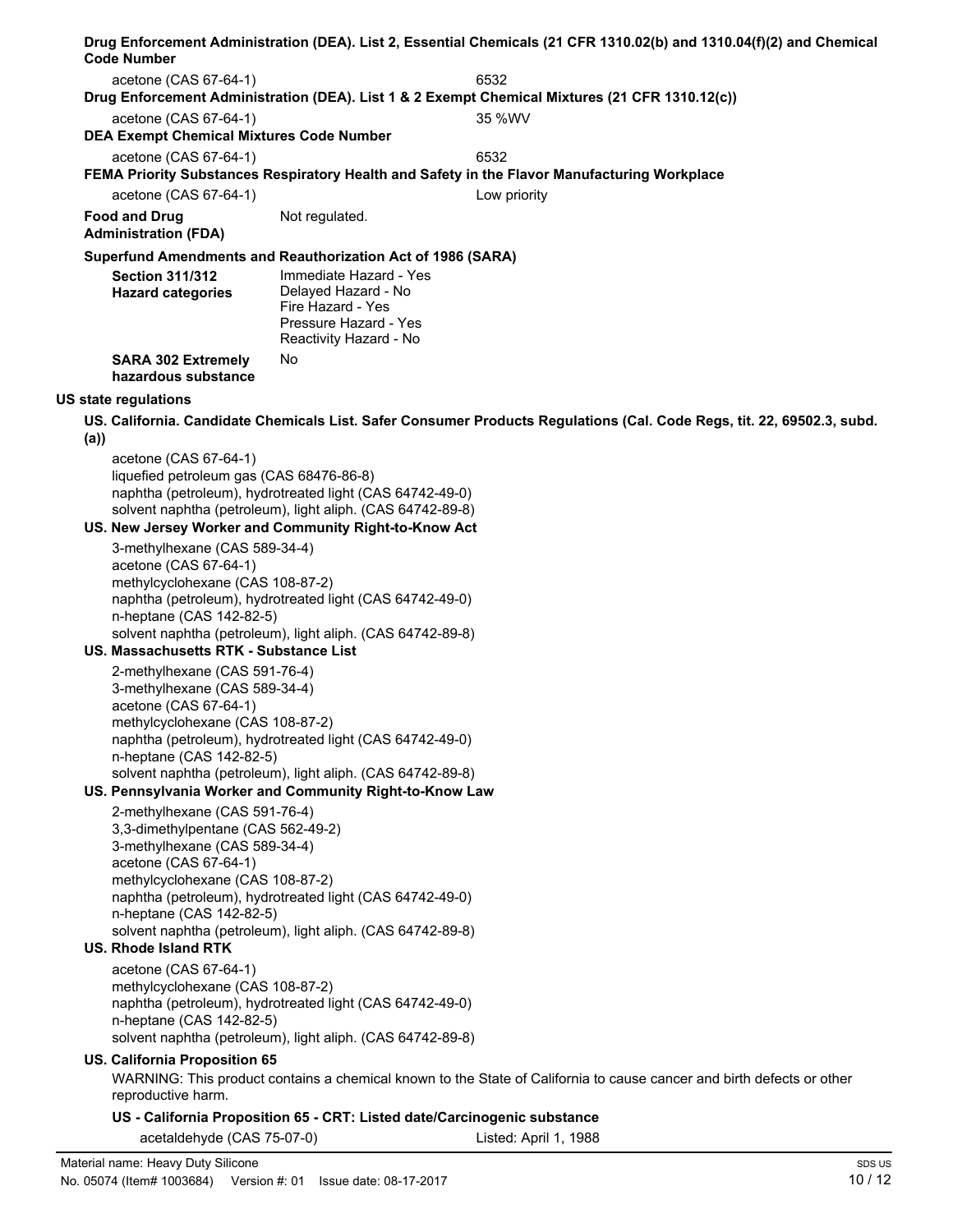**Drug Enforcement Administration (DEA). List 2, Essential Chemicals (21 CFR 1310.02(b) and 1310.04(f)(2) and Chemical Code Number**

| | |
|---|---|
| acetone (CAS 67-64-1) | 6532 |

**Drug Enforcement Administration (DEA). List 1 & 2 Exempt Chemical Mixtures (21 CFR 1310.12(c))**

| | |
|---|---|
| acetone (CAS 67-64-1) | 35 %WV |

**DEA Exempt Chemical Mixtures Code Number**

| | |
|---|---|
| acetone (CAS 67-64-1) | 6532 |

**FEMA Priority Substances Respiratory Health and Safety in the Flavor Manufacturing Workplace**

| | |
|---|---|
| acetone (CAS 67-64-1) | Low priority |

**Food and Drug Administration (FDA)** Not regulated.

**Superfund Amendments and Reauthorization Act of 1986 (SARA)**

**Section 311/312 Hazard categories**
Immediate Hazard - Yes
Delayed Hazard - No
Fire Hazard - Yes
Pressure Hazard - Yes
Reactivity Hazard - No

**SARA 302 Extremely hazardous substance** No

**US state regulations**

**US. California. Candidate Chemicals List. Safer Consumer Products Regulations (Cal. Code Regs, tit. 22, 69502.3, subd. (a))**

acetone (CAS 67-64-1)
liquefied petroleum gas (CAS 68476-86-8)
naphtha (petroleum), hydrotreated light (CAS 64742-49-0)
solvent naphtha (petroleum), light aliph. (CAS 64742-89-8)

**US. New Jersey Worker and Community Right-to-Know Act**

3-methylhexane (CAS 589-34-4)
acetone (CAS 67-64-1)
methylcyclohexane (CAS 108-87-2)
naphtha (petroleum), hydrotreated light (CAS 64742-49-0)
n-heptane (CAS 142-82-5)
solvent naphtha (petroleum), light aliph. (CAS 64742-89-8)

**US. Massachusetts RTK - Substance List**

2-methylhexane (CAS 591-76-4)
3-methylhexane (CAS 589-34-4)
acetone (CAS 67-64-1)
methylcyclohexane (CAS 108-87-2)
naphtha (petroleum), hydrotreated light (CAS 64742-49-0)
n-heptane (CAS 142-82-5)
solvent naphtha (petroleum), light aliph. (CAS 64742-89-8)

**US. Pennsylvania Worker and Community Right-to-Know Law**

2-methylhexane (CAS 591-76-4)
3,3-dimethylpentane (CAS 562-49-2)
3-methylhexane (CAS 589-34-4)
acetone (CAS 67-64-1)
methylcyclohexane (CAS 108-87-2)
naphtha (petroleum), hydrotreated light (CAS 64742-49-0)
n-heptane (CAS 142-82-5)
solvent naphtha (petroleum), light aliph. (CAS 64742-89-8)

**US. Rhode Island RTK**

acetone (CAS 67-64-1)
methylcyclohexane (CAS 108-87-2)
naphtha (petroleum), hydrotreated light (CAS 64742-49-0)
n-heptane (CAS 142-82-5)
solvent naphtha (petroleum), light aliph. (CAS 64742-89-8)

**US. California Proposition 65**

WARNING: This product contains a chemical known to the State of California to cause cancer and birth defects or other reproductive harm.

**US - California Proposition 65 - CRT: Listed date/Carcinogenic substance**

| | |
|---|---|
| acetaldehyde (CAS 75-07-0) | Listed: April 1, 1988 |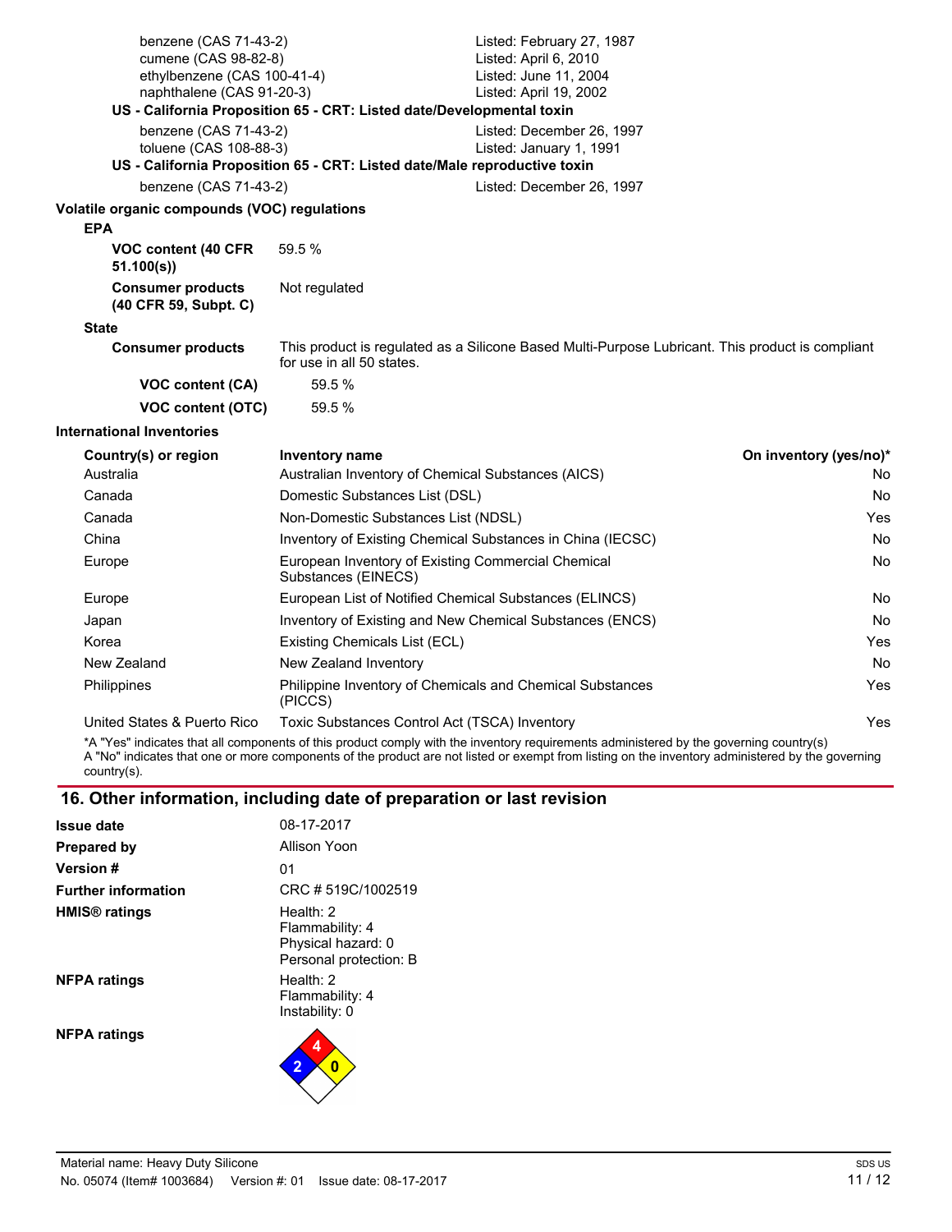| | |
|---|---|
| benzene (CAS 71-43-2) | Listed: February 27, 1987 |
| cumene (CAS 98-82-8) | Listed: April 6, 2010 |
| ethylbenzene (CAS 100-41-4) | Listed: June 11, 2004 |
| naphthalene (CAS 91-20-3) | Listed: April 19, 2002 |

**US - California Proposition 65 - CRT: Listed date/Developmental toxin**

| | |
|---|---|
| benzene (CAS 71-43-2) | Listed: December 26, 1997 |
| toluene (CAS 108-88-3) | Listed: January 1, 1991 |

**US - California Proposition 65 - CRT: Listed date/Male reproductive toxin**

| | |
|---|---|
| benzene (CAS 71-43-2) | Listed: December 26, 1997 |

**Volatile organic compounds (VOC) regulations**

**EPA**

**VOC content (40 CFR 51.100(s))** 59.5 %

**Consumer products (40 CFR 59, Subpt. C)** Not regulated

**State**

**Consumer products** This product is regulated as a Silicone Based Multi-Purpose Lubricant. This product is compliant for use in all 50 states.

**VOC content (CA)** 59.5 %

**VOC content (OTC)** 59.5 %

**International Inventories**

| Country(s) or region | Inventory name | On inventory (yes/no)* |
|---|---|---|
| Australia | Australian Inventory of Chemical Substances (AICS) | No |
| Canada | Domestic Substances List (DSL) | No |
| Canada | Non-Domestic Substances List (NDSL) | Yes |
| China | Inventory of Existing Chemical Substances in China (IECSC) | No |
| Europe | European Inventory of Existing Commercial Chemical Substances (EINECS) | No |
| Europe | European List of Notified Chemical Substances (ELINCS) | No |
| Japan | Inventory of Existing and New Chemical Substances (ENCS) | No |
| Korea | Existing Chemicals List (ECL) | Yes |
| New Zealand | New Zealand Inventory | No |
| Philippines | Philippine Inventory of Chemicals and Chemical Substances (PICCS) | Yes |
| United States & Puerto Rico | Toxic Substances Control Act (TSCA) Inventory | Yes |

*A "Yes" indicates that all components of this product comply with the inventory requirements administered by the governing country(s)
A "No" indicates that one or more components of the product are not listed or exempt from listing on the inventory administered by the governing country(s).

## 16. Other information, including date of preparation or last revision

| | |
|---|---|
| **Issue date** | 08-17-2017 |
| **Prepared by** | Allison Yoon |
| **Version #** | 01 |
| **Further information** | CRC # 519C/1002519 |
| **HMIS® ratings** | Health: 2<br>Flammability: 4<br>Physical hazard: 0<br>Personal protection: B |
| **NFPA ratings** | Health: 2<br>Flammability: 4<br>Instability: 0 |

**NFPA ratings**

4 (Flammability), 2 (Health), 0 (Instability)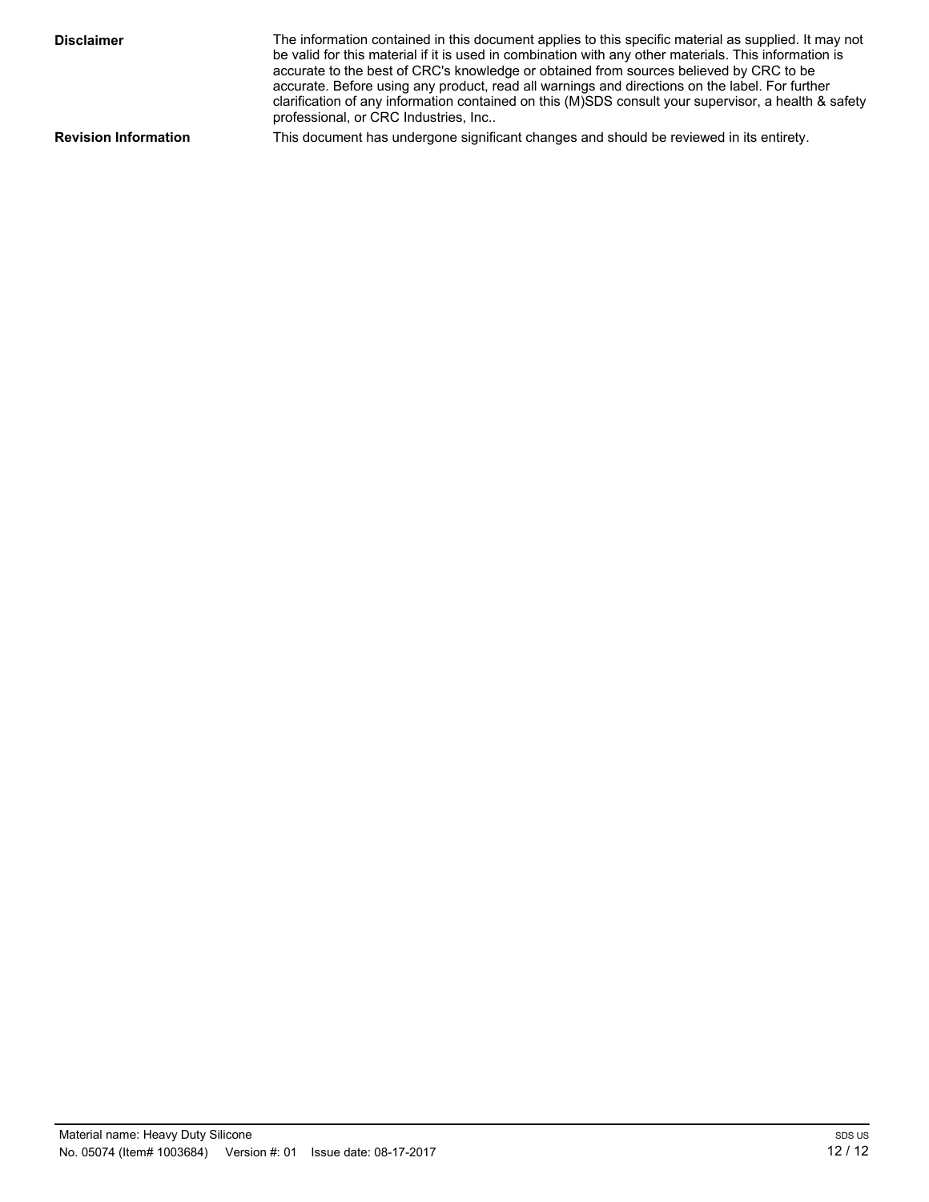**Disclaimer**

The information contained in this document applies to this specific material as supplied. It may not be valid for this material if it is used in combination with any other materials. This information is accurate to the best of CRC's knowledge or obtained from sources believed by CRC to be accurate. Before using any product, read all warnings and directions on the label. For further clarification of any information contained on this (M)SDS consult your supervisor, a health & safety professional, or CRC Industries, Inc..

**Revision Information**

This document has undergone significant changes and should be reviewed in its entirety.